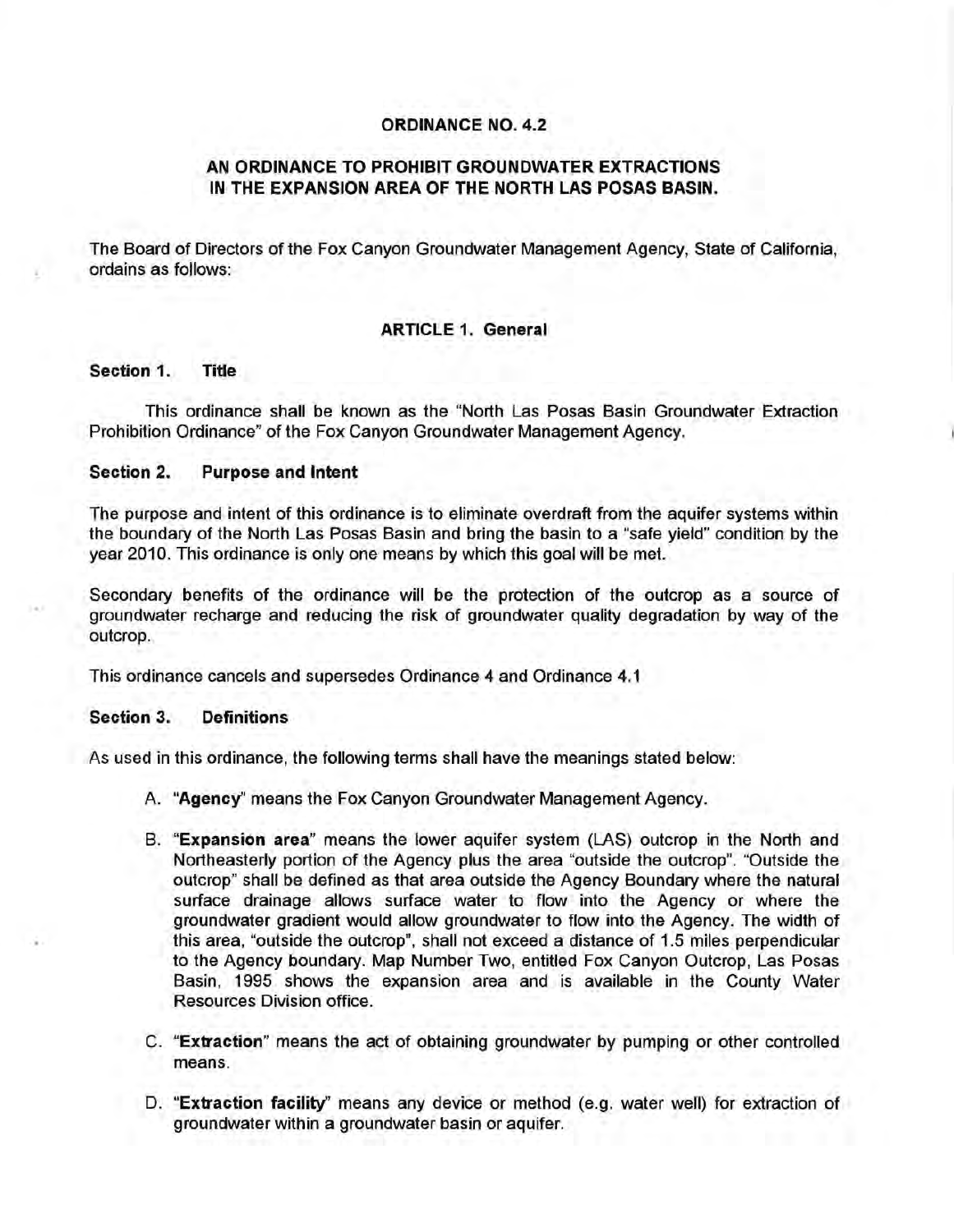# ORDINANCE NO. 4.2

## AN ORDINANCE TO PROHIBIT GROUNDWATER EXTRACTIONS IN THE EXPANSION AREA OF THE NORTH LAS POSAS BASIN.

The Board of Directors of the Fox Canyon Groundwater Management Agency, State of California, ordains as follows:

## ARTICLE 1. General

### Section 1. Title

This ordinance shall be known as the "North Las Posas Basin Groundwater Extraction Prohibition Ordinance" of the Fox Canyon Groundwater Management Agency.

### Section 2. Purpose and Intent

The purpose and intent of this ordinance is to eliminate overdraft from the aquifer systems within the boundary of the North Las Posas Basin and bring the basin to a "safe yield" condition by the year 2010. This ordinance is only one means by which this goal will be met.

Secondary benefits of the ordinance will be the protection of the outcrop as a source of groundwater recharge and reducing the risk of groundwater quality degradation by way of the outcrop.

This ordinance cancels and supersedes Ordinance 4 and Ordinance 4.1

### Section 3. Definitions

As used in this ordinance, the following terms shall have the meanings stated below:

A. "**Agency**" means the Fox Canyon Groundwater Management Agency.

B. "**Expansion area**" means the lower aquifer system (LAS) outcrop in the North and Northeasterly portion of the Agency plus the area "outside the outcrop". "Outside the outcrop" shall be defined as that area outside the Agency Boundary where the natural surface drainage allows surface water to flow into the Agency or where the groundwater gradient would allow groundwater to flow into the Agency. The width of this area, "outside the outcrop", shall not exceed a distance of 1.5 miles perpendicular to the Agency boundary. Map Number Two, entitled Fox Canyon Outcrop, Las Posas Basin, 1995 shows the expansion area and is available in the County Water Resources Division office.

C. "**Extraction**" means the act of obtaining groundwater by pumping or other controlled means.

D. "**Extraction facility**" means any device or method (e.g. water well) for extraction of groundwater within a groundwater basin or aquifer.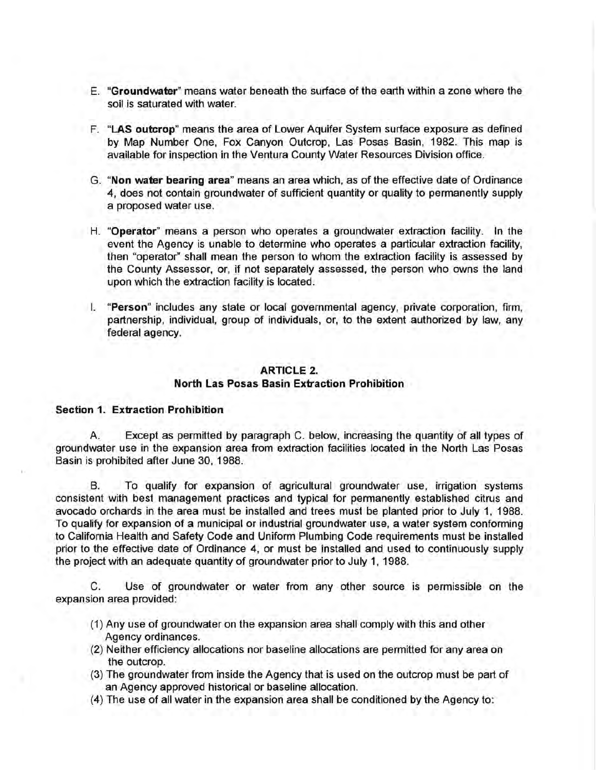E. "**Groundwater**" means water beneath the surface of the earth within a zone where the soil is saturated with water.

F. "**LAS outcrop**" means the area of Lower Aquifer System surface exposure as defined by Map Number One, Fox Canyon Outcrop, Las Posas Basin, 1982. This map is available for inspection in the Ventura County Water Resources Division office.

G. "**Non water bearing area**" means an area which, as of the effective date of Ordinance 4, does not contain groundwater of sufficient quantity or quality to permanently supply a proposed water use.

H. "**Operator**" means a person who operates a groundwater extraction facility. In the event the Agency is unable to determine who operates a particular extraction facility, then "operator" shall mean the person to whom the extraction facility is assessed by the County Assessor, or, if not separately assessed, the person who owns the land upon which the extraction facility is located.

I. "**Person**" includes any state or local governmental agency, private corporation, firm, partnership, individual, group of individuals, or, to the extent authorized by law, any federal agency.

## ARTICLE 2.
## North Las Posas Basin Extraction Prohibition

### Section 1. Extraction Prohibition

A. Except as permitted by paragraph C. below, increasing the quantity of all types of groundwater use in the expansion area from extraction facilities located in the North Las Posas Basin is prohibited after June 30, 1988.

B. To qualify for expansion of agricultural groundwater use, irrigation systems consistent with best management practices and typical for permanently established citrus and avocado orchards in the area must be installed and trees must be planted prior to July 1, 1988. To qualify for expansion of a municipal or industrial groundwater use, a water system conforming to California Health and Safety Code and Uniform Plumbing Code requirements must be installed prior to the effective date of Ordinance 4, or must be installed and used to continuously supply the project with an adequate quantity of groundwater prior to July 1, 1988.

C. Use of groundwater or water from any other source is permissible on the expansion area provided:

(1) Any use of groundwater on the expansion area shall comply with this and other Agency ordinances.
(2) Neither efficiency allocations nor baseline allocations are permitted for any area on the outcrop.
(3) The groundwater from inside the Agency that is used on the outcrop must be part of an Agency approved historical or baseline allocation.
(4) The use of all water in the expansion area shall be conditioned by the Agency to: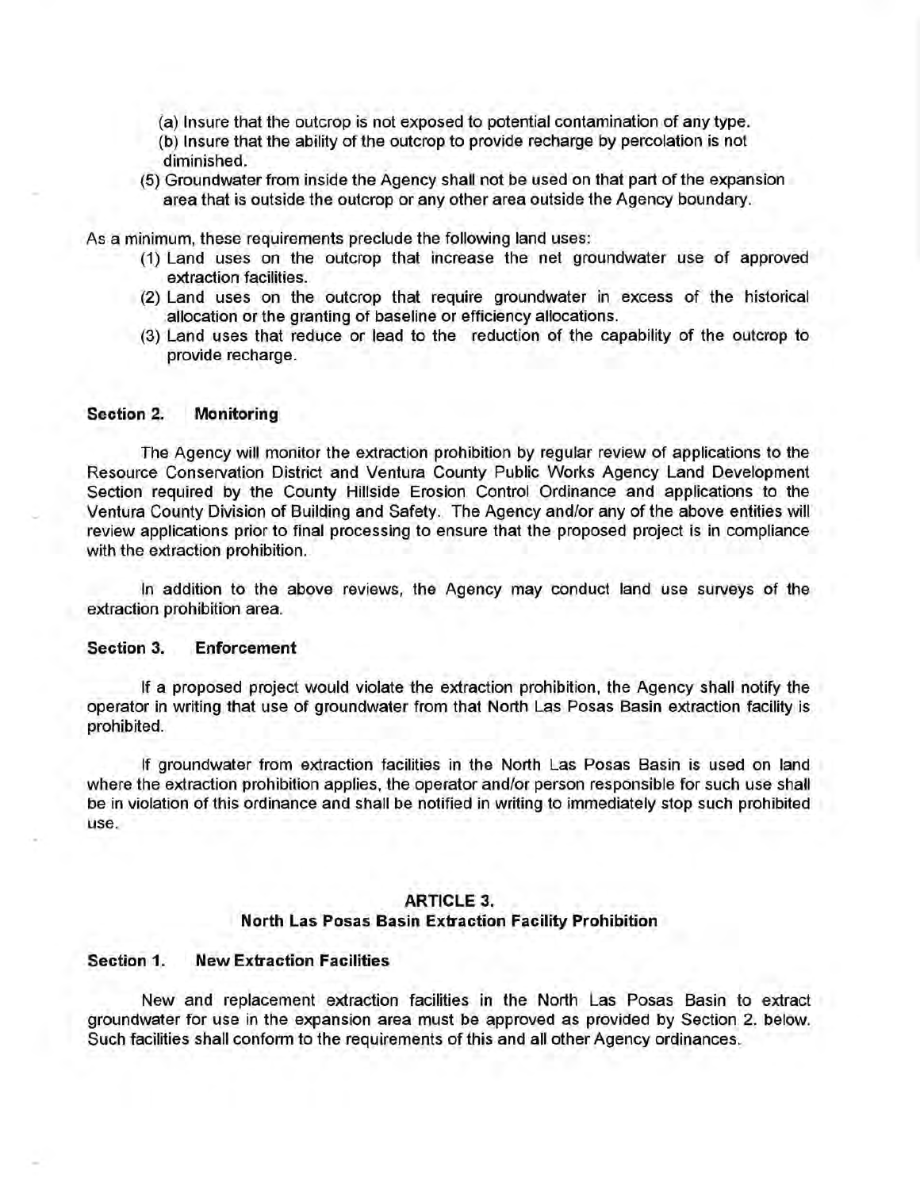(a) Insure that the outcrop is not exposed to potential contamination of any type.

(b) Insure that the ability of the outcrop to provide recharge by percolation is not diminished.

(5) Groundwater from inside the Agency shall not be used on that part of the expansion area that is outside the outcrop or any other area outside the Agency boundary.

As a minimum, these requirements preclude the following land uses:

(1) Land uses on the outcrop that increase the net groundwater use of approved extraction facilities.

(2) Land uses on the outcrop that require groundwater in excess of the historical allocation or the granting of baseline or efficiency allocations.

(3) Land uses that reduce or lead to the reduction of the capability of the outcrop to provide recharge.

**Section 2. Monitoring**

The Agency will monitor the extraction prohibition by regular review of applications to the Resource Conservation District and Ventura County Public Works Agency Land Development Section required by the County Hillside Erosion Control Ordinance and applications to the Ventura County Division of Building and Safety. The Agency and/or any of the above entities will review applications prior to final processing to ensure that the proposed project is in compliance with the extraction prohibition.

In addition to the above reviews, the Agency may conduct land use surveys of the extraction prohibition area.

**Section 3. Enforcement**

If a proposed project would violate the extraction prohibition, the Agency shall notify the operator in writing that use of groundwater from that North Las Posas Basin extraction facility is prohibited.

If groundwater from extraction facilities in the North Las Posas Basin is used on land where the extraction prohibition applies, the operator and/or person responsible for such use shall be in violation of this ordinance and shall be notified in writing to immediately stop such prohibited use.

## ARTICLE 3.
## North Las Posas Basin Extraction Facility Prohibition

**Section 1. New Extraction Facilities**

New and replacement extraction facilities in the North Las Posas Basin to extract groundwater for use in the expansion area must be approved as provided by Section 2. below. Such facilities shall conform to the requirements of this and all other Agency ordinances.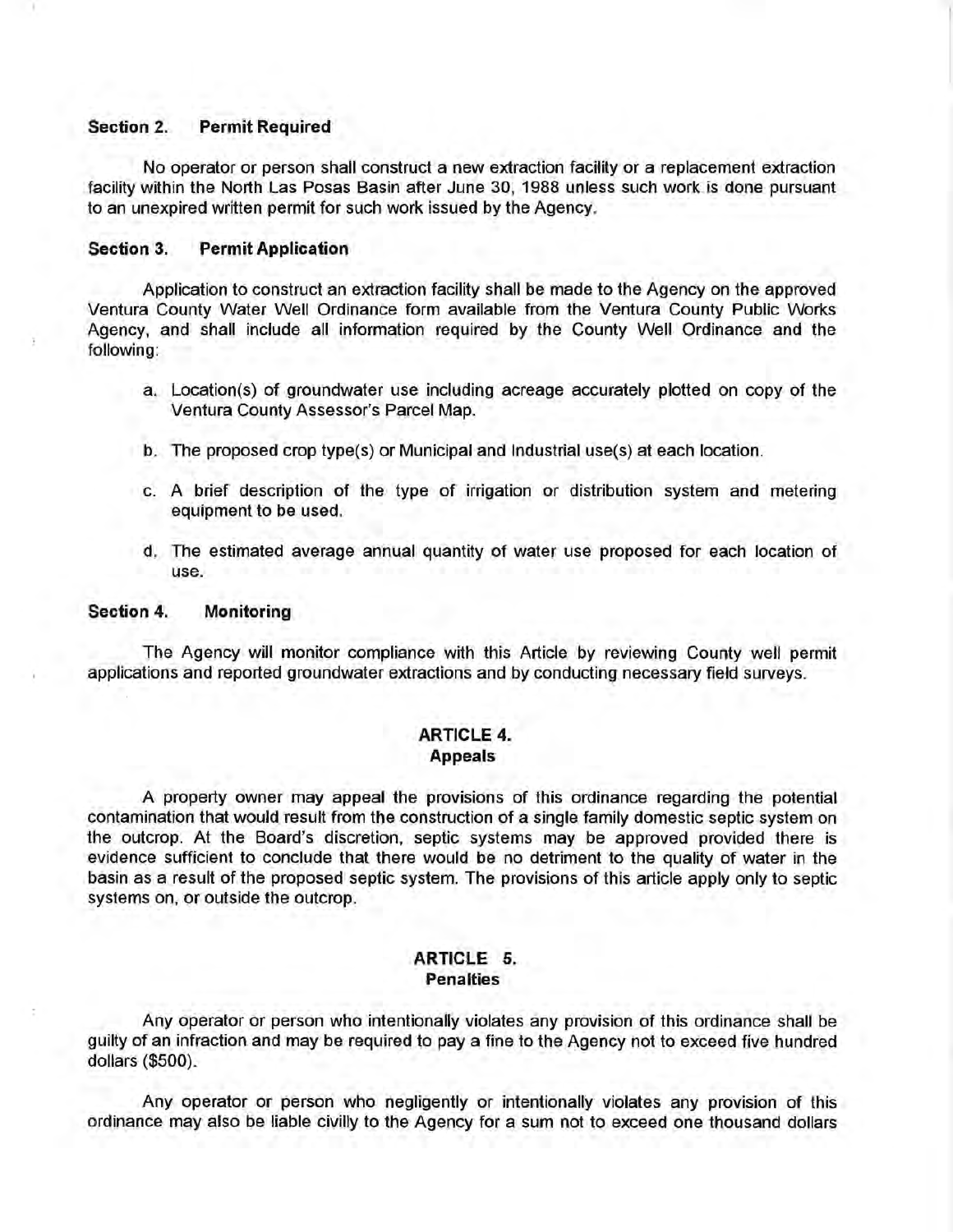### Section 2. Permit Required

No operator or person shall construct a new extraction facility or a replacement extraction facility within the North Las Posas Basin after June 30, 1988 unless such work is done pursuant to an unexpired written permit for such work issued by the Agency.

### Section 3. Permit Application

Application to construct an extraction facility shall be made to the Agency on the approved Ventura County Water Well Ordinance form available from the Ventura County Public Works Agency, and shall include all information required by the County Well Ordinance and the following:

a. Location(s) of groundwater use including acreage accurately plotted on copy of the Ventura County Assessor's Parcel Map.

b. The proposed crop type(s) or Municipal and Industrial use(s) at each location.

c. A brief description of the type of irrigation or distribution system and metering equipment to be used.

d. The estimated average annual quantity of water use proposed for each location of use.

### Section 4. Monitoring

The Agency will monitor compliance with this Article by reviewing County well permit applications and reported groundwater extractions and by conducting necessary field surveys.

## ARTICLE 4.
## Appeals

A property owner may appeal the provisions of this ordinance regarding the potential contamination that would result from the construction of a single family domestic septic system on the outcrop. At the Board's discretion, septic systems may be approved provided there is evidence sufficient to conclude that there would be no detriment to the quality of water in the basin as a result of the proposed septic system. The provisions of this article apply only to septic systems on, or outside the outcrop.

## ARTICLE 5.
## Penalties

Any operator or person who intentionally violates any provision of this ordinance shall be guilty of an infraction and may be required to pay a fine to the Agency not to exceed five hundred dollars ($500).

Any operator or person who negligently or intentionally violates any provision of this ordinance may also be liable civilly to the Agency for a sum not to exceed one thousand dollars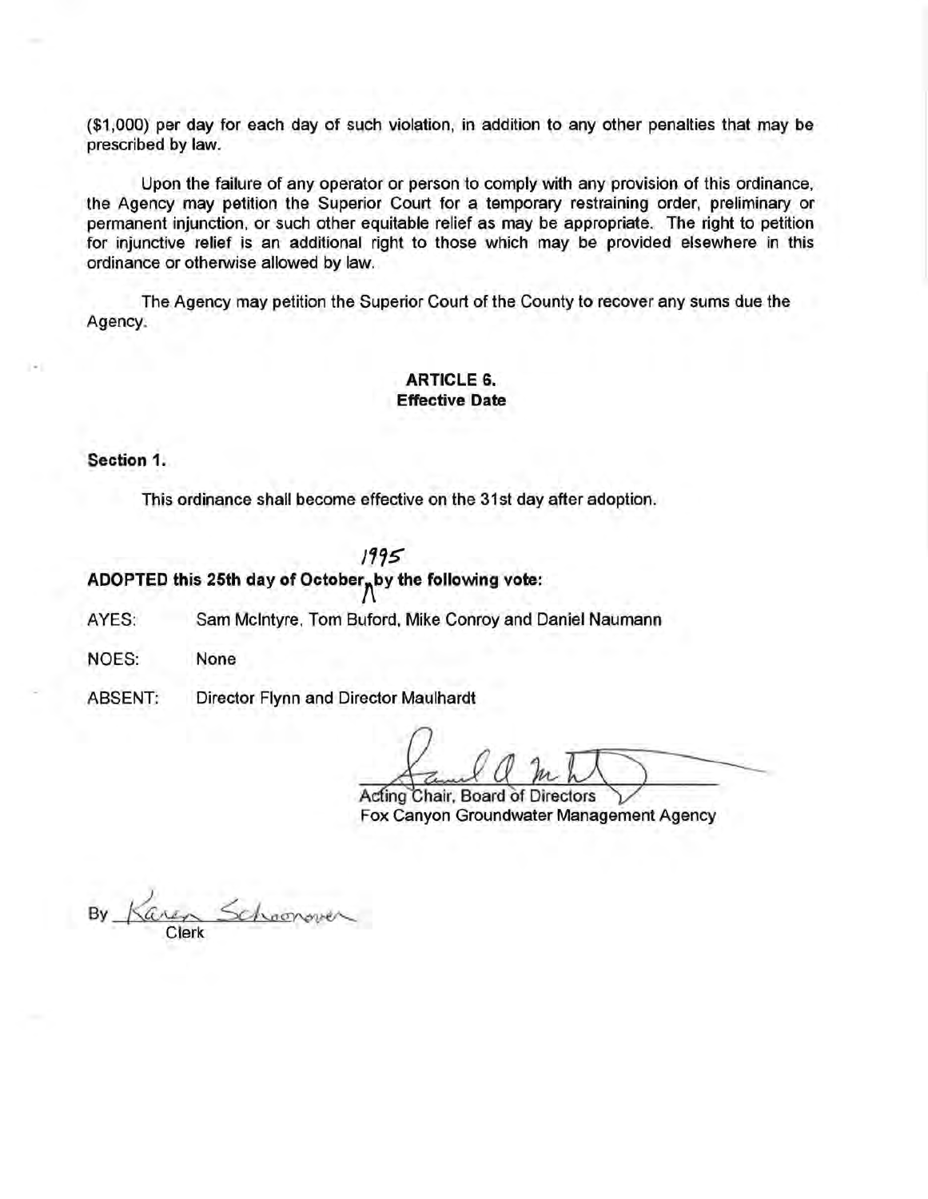($1,000) per day for each day of such violation, in addition to any other penalties that may be prescribed by law.

Upon the failure of any operator or person to comply with any provision of this ordinance, the Agency may petition the Superior Court for a temporary restraining order, preliminary or permanent injunction, or such other equitable relief as may be appropriate. The right to petition for injunctive relief is an additional right to those which may be provided elsewhere in this ordinance or otherwise allowed by law.

The Agency may petition the Superior Court of the County to recover any sums due the Agency.

## ARTICLE 6.
### Effective Date

**Section 1.**

This ordinance shall become effective on the 31st day after adoption.

**ADOPTED this 25th day of October, 1995 by the following vote:**

AYES: Sam McIntyre, Tom Buford, Mike Conroy and Daniel Naumann

NOES: None

ABSENT: Director Flynn and Director Maulhardt

Acting Chair, Board of Directors
Fox Canyon Groundwater Management Agency

By Karen Schoonover
Clerk